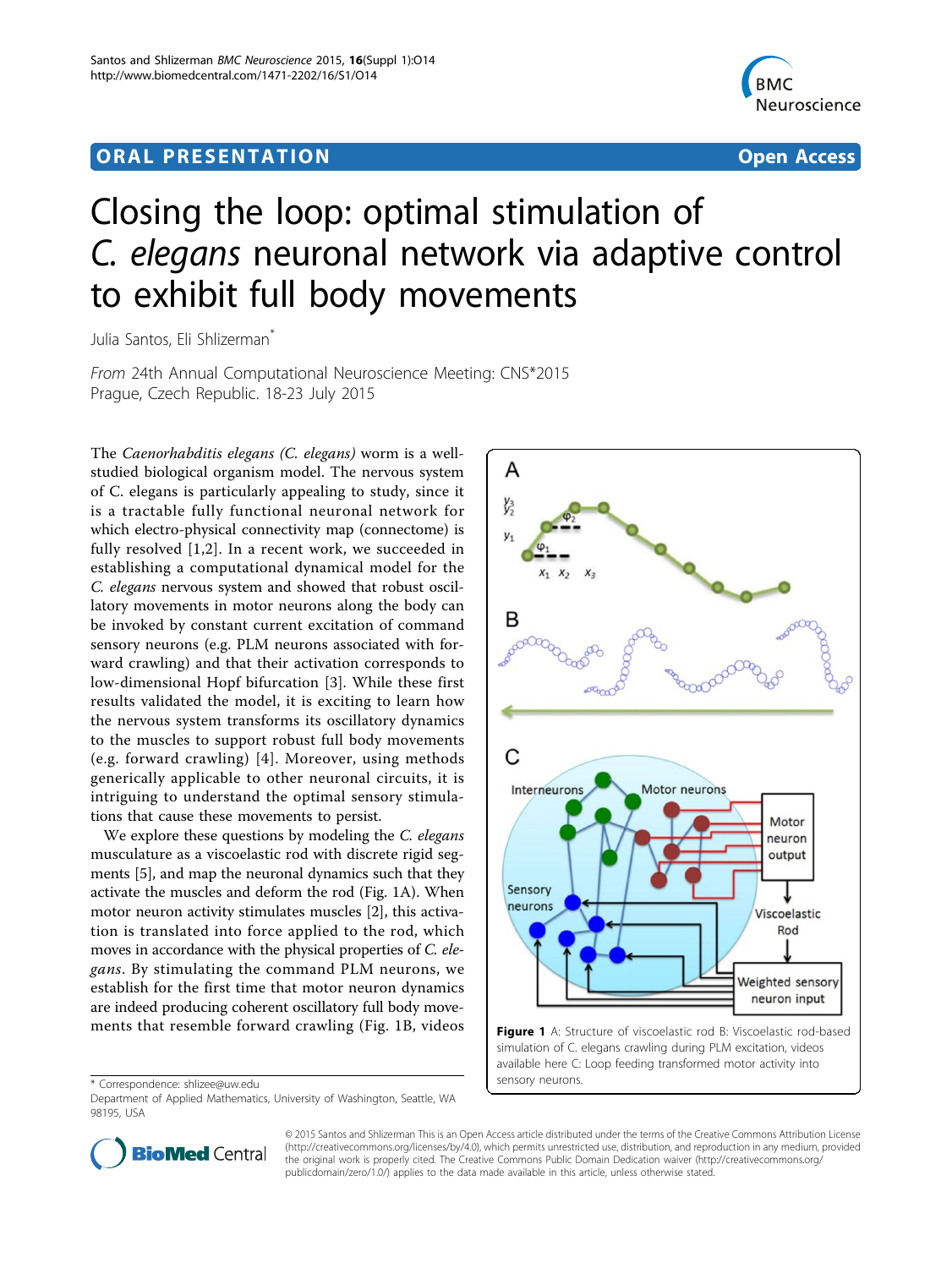ORAL PRESENTATION | Open Access

# Closing the loop: optimal stimulation of *C. elegans* neuronal network via adaptive control to exhibit full body movements

Julia Santos, Eli Shlizerman*

*From* 24th Annual Computational Neuroscience Meeting: CNS*2015
Prague, Czech Republic. 18-23 July 2015

The *Caenorhabditis elegans (C. elegans)* worm is a well-studied biological organism model. The nervous system of C. elegans is particularly appealing to study, since it is a tractable fully functional neuronal network for which electro-physical connectivity map (connectome) is fully resolved [1,2]. In a recent work, we succeeded in establishing a computational dynamical model for the *C. elegans* nervous system and showed that robust oscillatory movements in motor neurons along the body can be invoked by constant current excitation of command sensory neurons (e.g. PLM neurons associated with forward crawling) and that their activation corresponds to low-dimensional Hopf bifurcation [3]. While these first results validated the model, it is exciting to learn how the nervous system transforms its oscillatory dynamics to the muscles to support robust full body movements (e.g. forward crawling) [4]. Moreover, using methods generically applicable to other neuronal circuits, it is intriguing to understand the optimal sensory stimulations that cause these movements to persist.

We explore these questions by modeling the *C. elegans* musculature as a viscoelastic rod with discrete rigid segments [5], and map the neuronal dynamics such that they activate the muscles and deform the rod (Fig. 1A). When motor neuron activity stimulates muscles [2], this activation is translated into force applied to the rod, which moves in accordance with the applied properties of *C. elegans*. By stimulating the command PLM neurons, we establish for the first time that motor neuron dynamics are indeed producing coherent oscillatory full body movements that resemble forward crawling (Fig. 1B, videos

**Figure 1** A: Structure of viscoelastic rod B: Viscoelastic rod-based simulation of C. elegans crawling during PLM excitation, videos available here C: Loop feeding transformed motor activity into sensory neurons.

* Correspondence: shlizee@uw.edu
Department of Applied Mathematics, University of Washington, Seattle, WA 98195, USA

© 2015 Santos and Shlizerman This is an Open Access article distributed under the terms of the Creative Commons Attribution License (http://creativecommons.org/licenses/by/4.0), which permits unrestricted use, distribution, and reproduction in any medium, provided the original work is properly cited. The Creative Commons Public Domain Dedication waiver (http://creativecommons.org/publicdomain/zero/1.0/) applies to the data made available in this article, unless otherwise stated.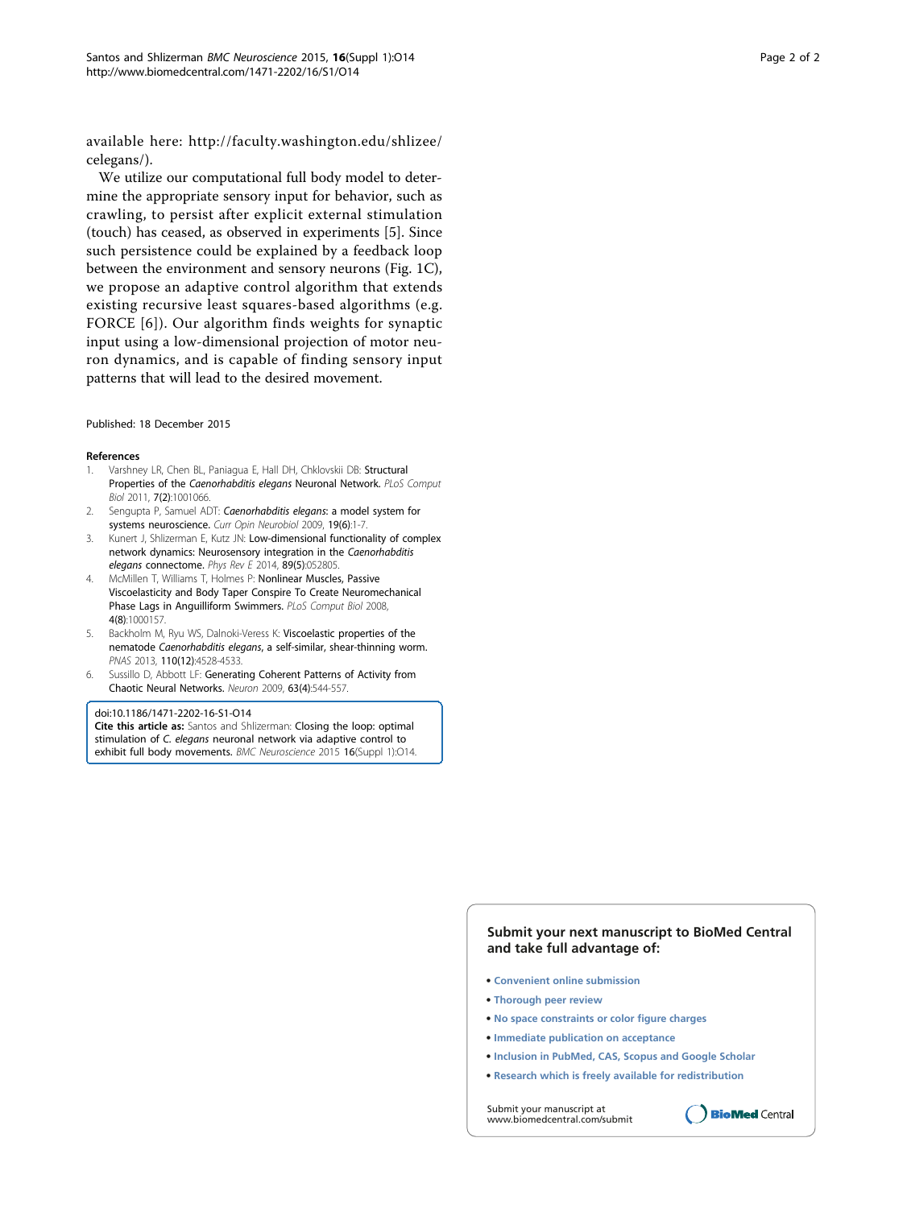available here: http://faculty.washington.edu/shlizee/celegans/).

We utilize our computational full body model to determine the appropriate sensory input for behavior, such as crawling, to persist after explicit external stimulation (touch) has ceased, as observed in experiments [5]. Since such persistence could be explained by a feedback loop between the environment and sensory neurons (Fig. 1C), we propose an adaptive control algorithm that extends existing recursive least squares-based algorithms (e.g. FORCE [6]). Our algorithm finds weights for synaptic input using a low-dimensional projection of motor neuron dynamics, and is capable of finding sensory input patterns that will lead to the desired movement.

Published: 18 December 2015

### References

1. Varshney LR, Chen BL, Paniagua E, Hall DH, Chklovskii DB: **Structural Properties of the *Caenorhabditis elegans* Neuronal Network.** *PLoS Comput Biol* 2011, **7(2)**:1001066.
2. Sengupta P, Samuel ADT: ***Caenorhabditis elegans*: a model system for systems neuroscience.** *Curr Opin Neurobiol* 2009, **19(6)**:1-7.
3. Kunert J, Shlizerman E, Kutz JN: **Low-dimensional functionality of complex network dynamics: Neurosensory integration in the *Caenorhabditis elegans* connectome.** *Phys Rev E* 2014, **89(5)**:052805.
4. McMillen T, Williams T, Holmes P: **Nonlinear Muscles, Passive Viscoelasticity and Body Taper Conspire To Create Neuromechanical Phase Lags in Anguilliform Swimmers.** *PLoS Comput Biol* 2008, **4(8)**:1000157.
5. Backholm M, Ryu WS, Dalnoki-Veress K: **Viscoelastic properties of the nematode *Caenorhabditis elegans*, a self-similar, shear-thinning worm.** *PNAS* 2013, **110(12)**:4528-4533.
6. Sussillo D, Abbott LF: **Generating Coherent Patterns of Activity from Chaotic Neural Networks.** *Neuron* 2009, **63(4)**:544-557.

doi:10.1186/1471-2202-16-S1-O14

**Cite this article as:** Santos and Shlizerman: **Closing the loop: optimal stimulation of *C. elegans* neuronal network via adaptive control to exhibit full body movements.** *BMC Neuroscience* 2015 **16**(Suppl 1):O14.

**Submit your next manuscript to BioMed Central and take full advantage of:**

- Convenient online submission
- Thorough peer review
- No space constraints or color figure charges
- Immediate publication on acceptance
- Inclusion in PubMed, CAS, Scopus and Google Scholar
- Research which is freely available for redistribution

Submit your manuscript at
www.biomedcentral.com/submit

BioMed Central